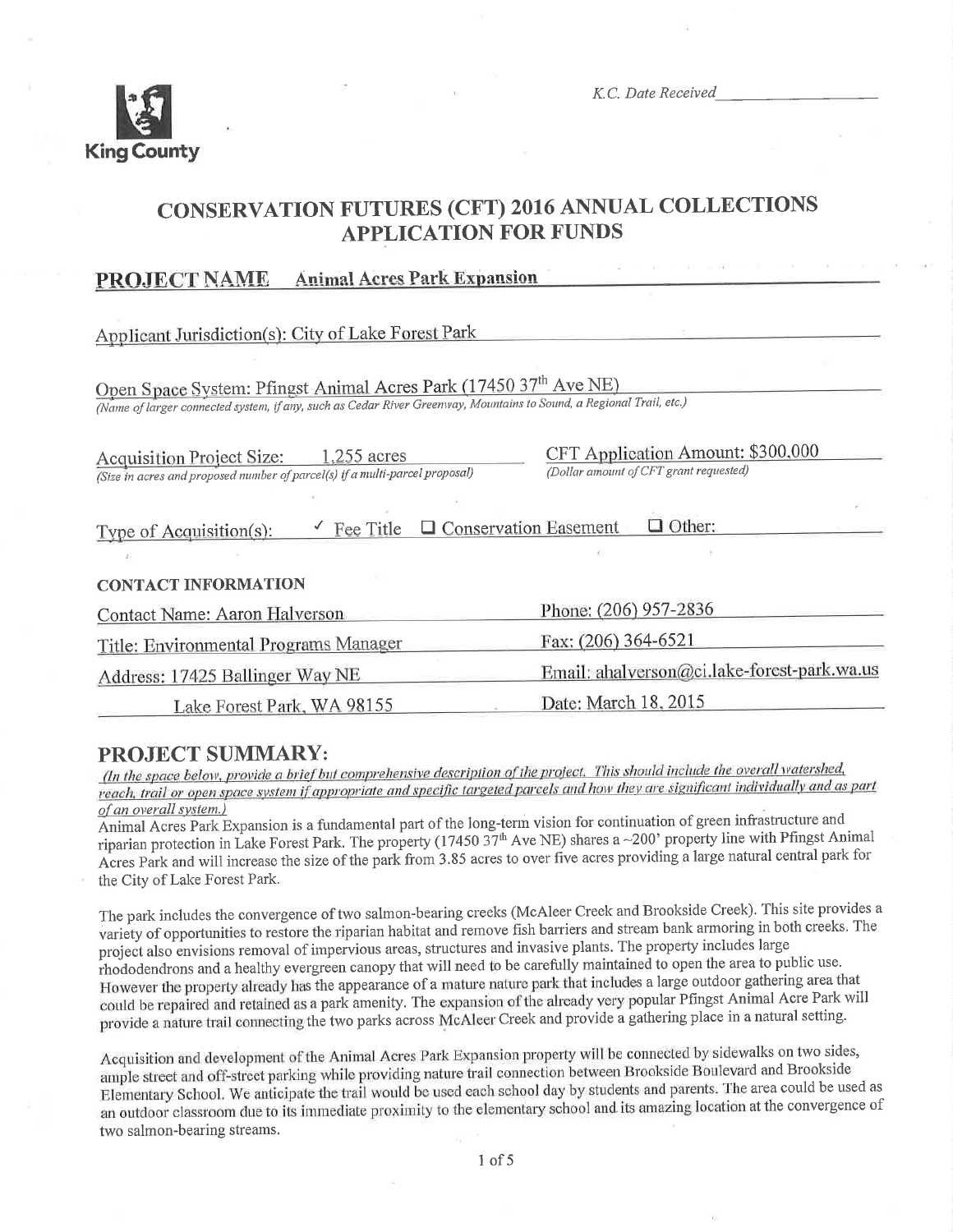King County

*K.C. Date Received* ______________

# CONSERVATION FUTURES (CFT) 2016 ANNUAL COLLECTIONS APPLICATION FOR FUNDS

## PROJECT NAME Animal Acres Park Expansion

Applicant Jurisdiction(s): City of Lake Forest Park

Open Space System: Pfingst Animal Acres Park (17450 37th Ave NE)
*(Name of larger connected system, if any, such as Cedar River Greenway, Mountains to Sound, a Regional Trail, etc.)*

Acquisition Project Size: 1.255 acres
*(Size in acres and proposed number of parcel(s) if a multi-parcel proposal)*

CFT Application Amount: $300,000
*(Dollar amount of CFT grant requested)*

Type of Acquisition(s): ✓ Fee Title ☐ Conservation Easement ☐ Other:

### CONTACT INFORMATION

| | |
|---|---|
| Contact Name: Aaron Halverson | Phone: (206) 957-2836 |
| Title: Environmental Programs Manager | Fax: (206) 364-6521 |
| Address: 17425 Ballinger Way NE | Email: ahalverson@ci.lake-forest-park.wa.us |
| Lake Forest Park, WA 98155 | Date: March 18, 2015 |

## PROJECT SUMMARY:

*(In the space below, provide a brief but comprehensive description of the project. This should include the overall watershed, reach, trail or open space system if appropriate and specific targeted parcels and how they are significant individually and as part of an overall system.)*

Animal Acres Park Expansion is a fundamental part of the long-term vision for continuation of green infrastructure and riparian protection in Lake Forest Park. The property (17450 37th Ave NE) shares a ~200' property line with Pfingst Animal Acres Park and will increase the size of the park from 3.85 acres to over five acres providing a large natural central park for the City of Lake Forest Park.

The park includes the convergence of two salmon-bearing creeks (McAleer Creek and Brookside Creek). This site provides a variety of opportunities to restore the riparian habitat and remove fish barriers and stream bank armoring in both creeks. The project also envisions removal of impervious areas, structures and invasive plants. The property includes large rhododendrons and a healthy evergreen canopy that will need to be carefully maintained to open the area to public use. However the property already has the appearance of a mature nature park that includes a large outdoor gathering area that could be repaired and retained as a park amenity. The expansion of the already very popular Pfingst Animal Acre Park will provide a nature trail connecting the two parks across McAleer Creek and provide a gathering place in a natural setting.

Acquisition and development of the Animal Acres Park Expansion property will be connected by sidewalks on two sides, ample street and off-street parking while providing nature trail connection between Brookside Boulevard and Brookside Elementary School. We anticipate the trail would be used each school day by students and parents. The area could be used as an outdoor classroom due to its immediate proximity to the elementary school and its amazing location at the convergence of two salmon-bearing streams.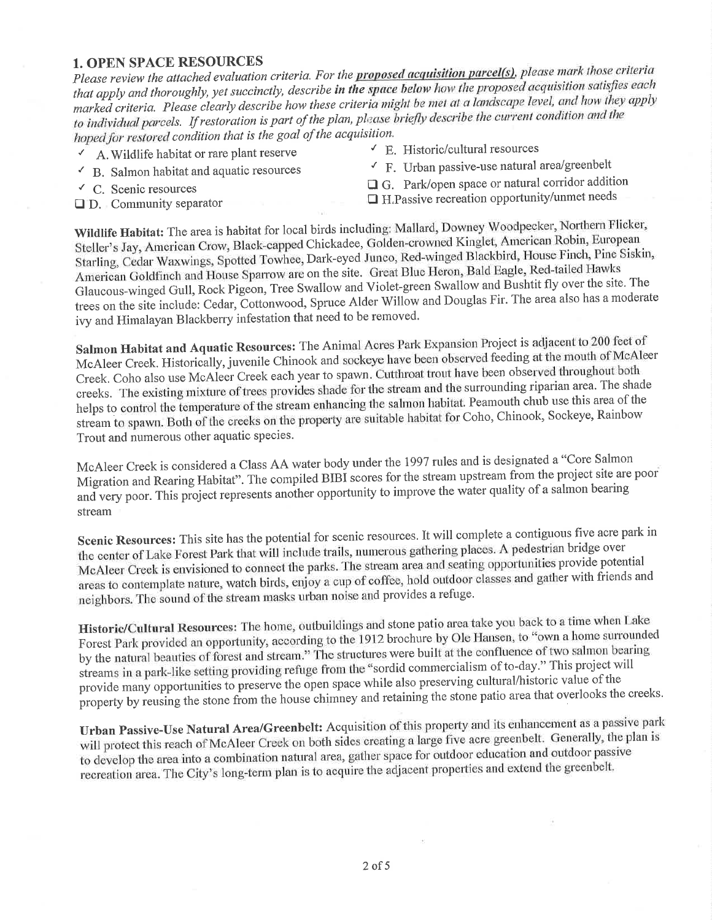## 1. OPEN SPACE RESOURCES

*Please review the attached evaluation criteria. For the **proposed acquisition parcel(s)**, please mark those criteria that apply and thoroughly, yet succinctly, describe **in the space below** how the proposed acquisition satisfies each marked criteria. Please clearly describe how these criteria might be met at a landscape level, and how they apply to individual parcels. If restoration is part of the plan, please briefly describe the current condition and the hoped for restored condition that is the goal of the acquisition.*

- ✓ A. Wildlife habitat or rare plant reserve
- ✓ B. Salmon habitat and aquatic resources
- ✓ C. Scenic resources
- ☐ D. Community separator
- ✓ E. Historic/cultural resources
- ✓ F. Urban passive-use natural area/greenbelt
- ☐ G. Park/open space or natural corridor addition
- ☐ H. Passive recreation opportunity/unmet needs

**Wildlife Habitat:** The area is habitat for local birds including: Mallard, Downey Woodpecker, Northern Flicker, Steller's Jay, American Crow, Black-capped Chickadee, Golden-crowned Kinglet, American Robin, European Starling, Cedar Waxwings, Spotted Towhee, Dark-eyed Junco, Red-winged Blackbird, House Finch, Pine Siskin, American Goldfinch and House Sparrow are on the site. Great Blue Heron, Bald Eagle, Red-tailed Hawks Glaucous-winged Gull, Rock Pigeon, Tree Swallow and Violet-green Swallow and Bushtit fly over the site. The trees on the site include: Cedar, Cottonwood, Spruce Alder Willow and Douglas Fir. The area also has a moderate ivy and Himalayan Blackberry infestation that need to be removed.

**Salmon Habitat and Aquatic Resources:** The Animal Acres Park Expansion Project is adjacent to 200 feet of McAleer Creek. Historically, juvenile Chinook and sockeye have been observed feeding at the mouth of McAleer Creek. Coho also use McAleer Creek each year to spawn. Cutthroat trout have been observed throughout both creeks. The existing mixture of trees provides shade for the stream and the surrounding riparian area. The shade helps to control the temperature of the stream enhancing the salmon habitat. Peamouth chub use this area of the stream to spawn. Both of the creeks on the property are suitable habitat for Coho, Chinook, Sockeye, Rainbow Trout and numerous other aquatic species.

McAleer Creek is considered a Class AA water body under the 1997 rules and is designated a "Core Salmon Migration and Rearing Habitat". The compiled BIBI scores for the stream upstream from the project site are poor and very poor. This project represents another opportunity to improve the water quality of a salmon bearing stream

**Scenic Resources:** This site has the potential for scenic resources. It will complete a contiguous five acre park in the center of Lake Forest Park that will include trails, numerous gathering places. A pedestrian bridge over McAleer Creek is envisioned to connect the parks. The stream area and seating opportunities provide potential areas to contemplate nature, watch birds, enjoy a cup of coffee, hold outdoor classes and gather with friends and neighbors. The sound of the stream masks urban noise and provides a refuge.

**Historic/Cultural Resources:** The home, outbuildings and stone patio area take you back to a time when Lake Forest Park provided an opportunity, according to the 1912 brochure by Ole Hansen, to "own a home surrounded by the natural beauties of forest and stream." The structures were built at the confluence of two salmon bearing streams in a park-like setting providing refuge from the "sordid commercialism of to-day." This project will provide many opportunities to preserve the open space while also preserving cultural/historic value of the property by reusing the stone from the house chimney and retaining the stone patio area that overlooks the creeks.

**Urban Passive-Use Natural Area/Greenbelt:** Acquisition of this property and its enhancement as a passive park will protect this reach of McAleer Creek on both sides creating a large five acre greenbelt. Generally, the plan is to develop the area into a combination natural area, gather space for outdoor education and outdoor passive recreation area. The City's long-term plan is to acquire the adjacent properties and extend the greenbelt.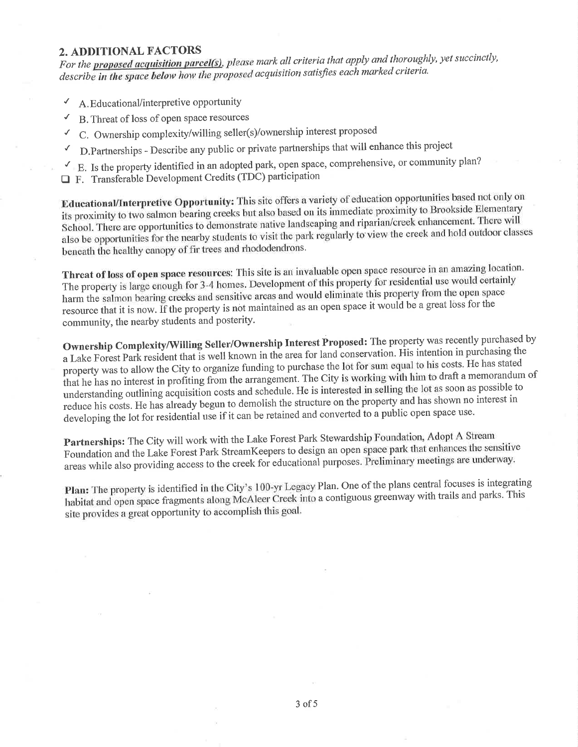## 2. ADDITIONAL FACTORS

*For the* ***proposed acquisition parcel(s)****, please mark all criteria that apply and thoroughly, yet succinctly, describe* ***in the space below*** *how the proposed acquisition satisfies each marked criteria.*

- ✓ A. Educational/interpretive opportunity
- ✓ B. Threat of loss of open space resources
- ✓ C. Ownership complexity/willing seller(s)/ownership interest proposed
- ✓ D. Partnerships - Describe any public or private partnerships that will enhance this project
- ✓ E. Is the property identified in an adopted park, open space, comprehensive, or community plan?
- ☐ F. Transferable Development Credits (TDC) participation

**Educational/Interpretive Opportunity:** This site offers a variety of education opportunities based not only on its proximity to two salmon bearing creeks but also based on its immediate proximity to Brookside Elementary School. There are opportunities to demonstrate native landscaping and riparian/creek enhancement. There will also be opportunities for the nearby students to visit the park regularly to view the creek and hold outdoor classes beneath the healthy canopy of fir trees and rhododendrons.

**Threat of loss of open space resources:** This site is an invaluable open space resource in an amazing location. The property is large enough for 3-4 homes. Development of this property for residential use would certainly harm the salmon bearing creeks and sensitive areas and would eliminate this property from the open space resource that it is now. If the property is not maintained as an open space it would be a great loss for the community, the nearby students and posterity.

**Ownership Complexity/Willing Seller/Ownership Interest Proposed:** The property was recently purchased by a Lake Forest Park resident that is well known in the area for land conservation. His intention in purchasing the property was to allow the City to organize funding to purchase the lot for sum equal to his costs. He has stated that he has no interest in profiting from the arrangement. The City is working with him to draft a memorandum of understanding outlining acquisition costs and schedule. He is interested in selling the lot as soon as possible to reduce his costs. He has already begun to demolish the structure on the property and has shown no interest in developing the lot for residential use if it can be retained and converted to a public open space use.

**Partnerships:** The City will work with the Lake Forest Park Stewardship Foundation, Adopt A Stream Foundation and the Lake Forest Park StreamKeepers to design an open space park that enhances the sensitive areas while also providing access to the creek for educational purposes. Preliminary meetings are underway.

**Plan:** The property is identified in the City's 100-yr Legacy Plan. One of the plans central focuses is integrating habitat and open space fragments along McAleer Creek into a contiguous greenway with trails and parks. This site provides a great opportunity to accomplish this goal.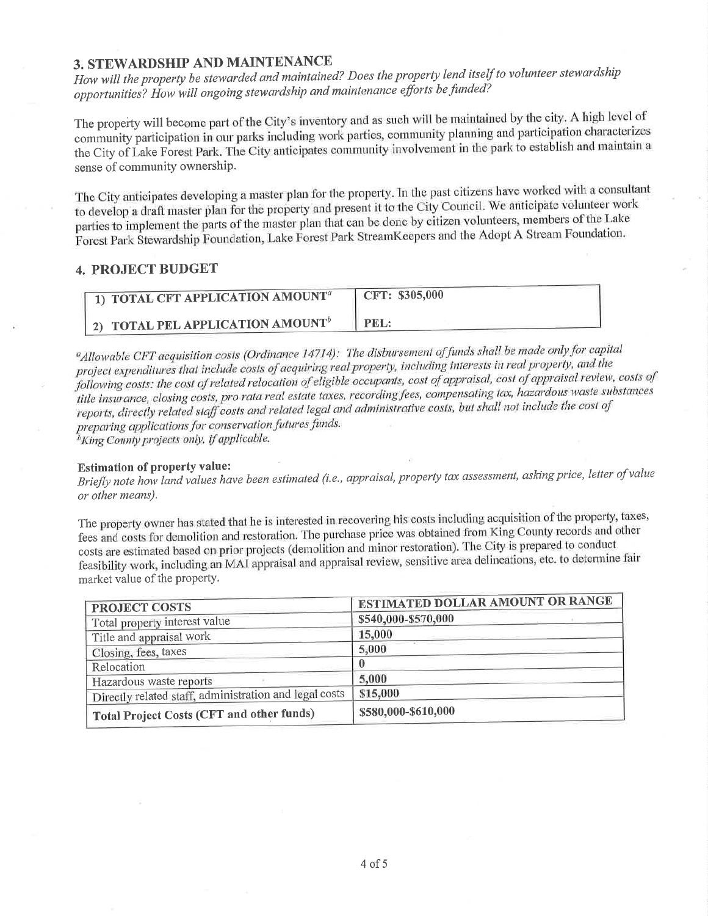## 3. STEWARDSHIP AND MAINTENANCE

*How will the property be stewarded and maintained? Does the property lend itself to volunteer stewardship opportunities? How will ongoing stewardship and maintenance efforts be funded?*

The property will become part of the City's inventory and as such will be maintained by the city. A high level of community participation in our parks including work parties, community planning and participation characterizes the City of Lake Forest Park. The City anticipates community involvement in the park to establish and maintain a sense of community ownership.

The City anticipates developing a master plan for the property. In the past citizens have worked with a consultant to develop a draft master plan for the property and present it to the City Council. We anticipate volunteer work parties to implement the parts of the master plan that can be done by citizen volunteers, members of the Lake Forest Park Stewardship Foundation, Lake Forest Park StreamKeepers and the Adopt A Stream Foundation.

## 4. PROJECT BUDGET

| | |
|---|---|
| **1) TOTAL CFT APPLICATION AMOUNT**[a] | **CFT: $305,000** |
| **2) TOTAL PEL APPLICATION AMOUNT**[b] | **PEL:** |

[a]*Allowable CFT acquisition costs (Ordinance 14714): The disbursement of funds shall be made only for capital project expenditures that include costs of acquiring real property, including interests in real property, and the following costs: the cost of related relocation of eligible occupants, cost of appraisal, cost of appraisal review, costs of title insurance, closing costs, pro rata real estate taxes, recording fees, compensating tax, hazardous waste substances reports, directly related staff costs and related legal and administrative costs, but shall not include the cost of preparing applications for conservation futures funds.*
[b]*King County projects only, if applicable.*

**Estimation of property value:**
*Briefly note how land values have been estimated (i.e., appraisal, property tax assessment, asking price, letter of value or other means).*

The property owner has stated that he is interested in recovering his costs including acquisition of the property, taxes, fees and costs for demolition and restoration. The purchase price was obtained from King County records and other costs are estimated based on prior projects (demolition and minor restoration). The City is prepared to conduct feasibility work, including an MAI appraisal and appraisal review, sensitive area delineations, etc. to determine fair market value of the property.

| PROJECT COSTS | ESTIMATED DOLLAR AMOUNT OR RANGE |
|---|---|
| Total property interest value | $540,000-$570,000 |
| Title and appraisal work | 15,000 |
| Closing, fees, taxes | 5,000 |
| Relocation | 0 |
| Hazardous waste reports | 5,000 |
| Directly related staff, administration and legal costs | $15,000 |
| **Total Project Costs (CFT and other funds)** | $580,000-$610,000 |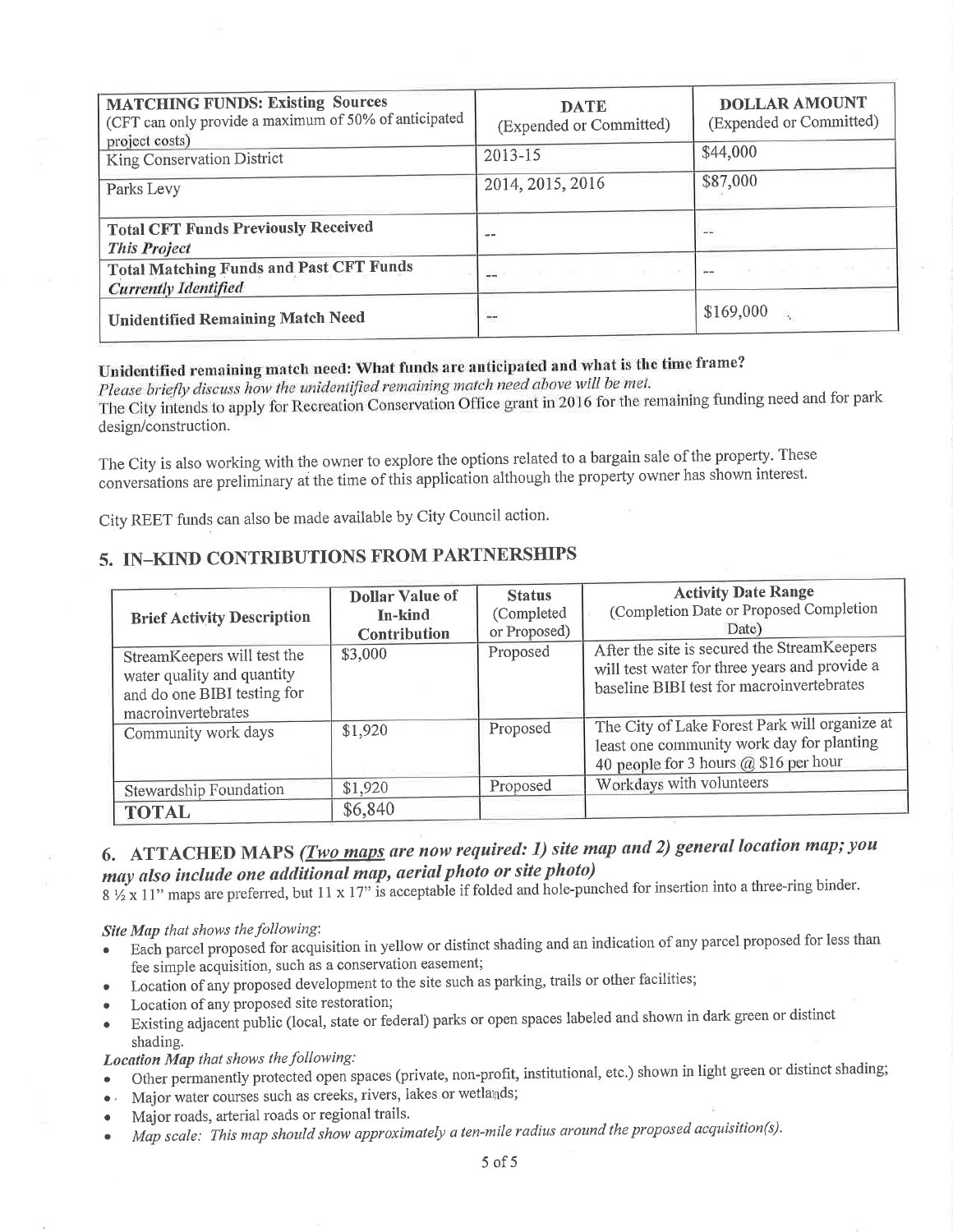| **MATCHING FUNDS: Existing Sources** (CFT can only provide a maximum of 50% of anticipated project costs) | **DATE** (Expended or Committed) | **DOLLAR AMOUNT** (Expended or Committed) |
|---|---|---|
| King Conservation District | 2013-15 | $44,000 |
| Parks Levy | 2014, 2015, 2016 | $87,000 |
| **Total CFT Funds Previously Received** ***This Project*** | -- | -- |
| **Total Matching Funds and Past CFT Funds** ***Currently Identified*** | -- | -- |
| **Unidentified Remaining Match Need** | -- | $169,000 |

**Unidentified remaining match need: What funds are anticipated and what is the time frame?**

*Please briefly discuss how the unidentified remaining match need above will be met.*

The City intends to apply for Recreation Conservation Office grant in 2016 for the remaining funding need and for park design/construction.

The City is also working with the owner to explore the options related to a bargain sale of the property. These conversations are preliminary at the time of this application although the property owner has shown interest.

City REET funds can also be made available by City Council action.

## 5. IN-KIND CONTRIBUTIONS FROM PARTNERSHIPS

| **Brief Activity Description** | **Dollar Value of In-kind Contribution** | **Status** (Completed or Proposed) | **Activity Date Range** (Completion Date or Proposed Completion Date) |
|---|---|---|---|
| StreamKeepers will test the water quality and quantity and do one BIBI testing for macroinvertebrates | $3,000 | Proposed | After the site is secured the StreamKeepers will test water for three years and provide a baseline BIBI test for macroinvertebrates |
| Community work days | $1,920 | Proposed | The City of Lake Forest Park will organize at least one community work day for planting 40 people for 3 hours @ $16 per hour |
| Stewardship Foundation | $1,920 | Proposed | Workdays with volunteers |
| **TOTAL** | $6,840 | | |

## 6. ATTACHED MAPS *(Two maps are now required: 1) site map and 2) general location map; you may also include one additional map, aerial photo or site photo)*

8 ½ x 11" maps are preferred, but 11 x 17" is acceptable if folded and hole-punched for insertion into a three-ring binder.

***Site Map** that shows the following*:

- Each parcel proposed for acquisition in yellow or distinct shading and an indication of any parcel proposed for less than fee simple acquisition, such as a conservation easement;
- Location of any proposed development to the site such as parking, trails or other facilities;
- Location of any proposed site restoration;
- Existing adjacent public (local, state or federal) parks or open spaces labeled and shown in dark green or distinct shading.

***Location Map** that shows the following:*

- Other permanently protected open spaces (private, non-profit, institutional, etc.) shown in light green or distinct shading;
- Major water courses such as creeks, rivers, lakes or wetlands;
- Major roads, arterial roads or regional trails.
- *Map scale: This map should show approximately a ten-mile radius around the proposed acquisition(s).*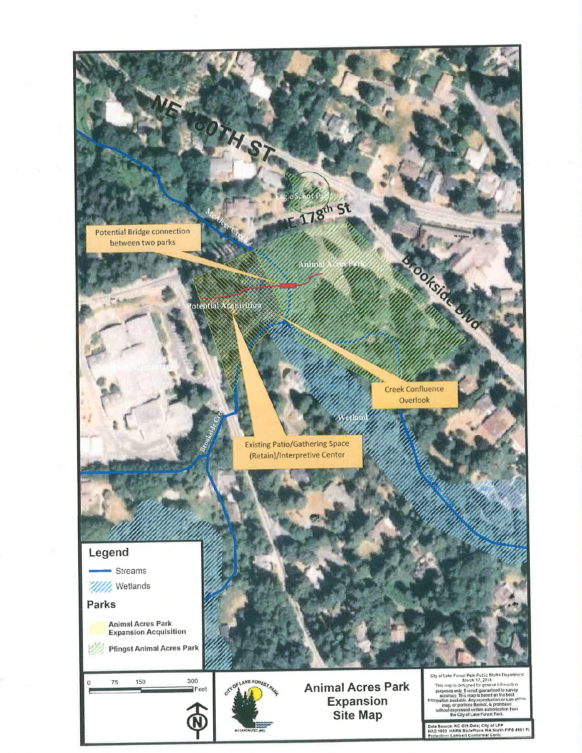NE 180TH ST

NE 178th St

Brookside Blvd

Eagle Scout Park

McAleer Creek

Animal Acres Park

Potential Acquisition

Wetland

Brookside Creek

Potential Bridge connection between two parks

Creek Confluence Overlook

Existing Patio/Gathering Space (Retain)/Interpretive Center

**Legend**

- Streams
- Wetlands

**Parks**

- Animal Acres Park Expansion Acquisition
- Pfingst Animal Acres Park

0 75 150 300 Feet

N

CITY OF LAKE FOREST PARK
INCORPORATED 1961

# Animal Acres Park Expansion Site Map

City of Lake Forest Park Public Works Department
March 17, 2016

This map is designed for general information purposes only. It is not guaranteed to survey accuracy. This map is based on the best information available. Any reproduction or sale of this map, or portions thereof, is prohibited without expressed written authorization from the City of Lake Forest Park.

Data Source: KC GIS Data; City of LFP
NAD 1983 HARN StatePlane WA North FIPS 4601 Ft
Projection: Lambert Conformal Conic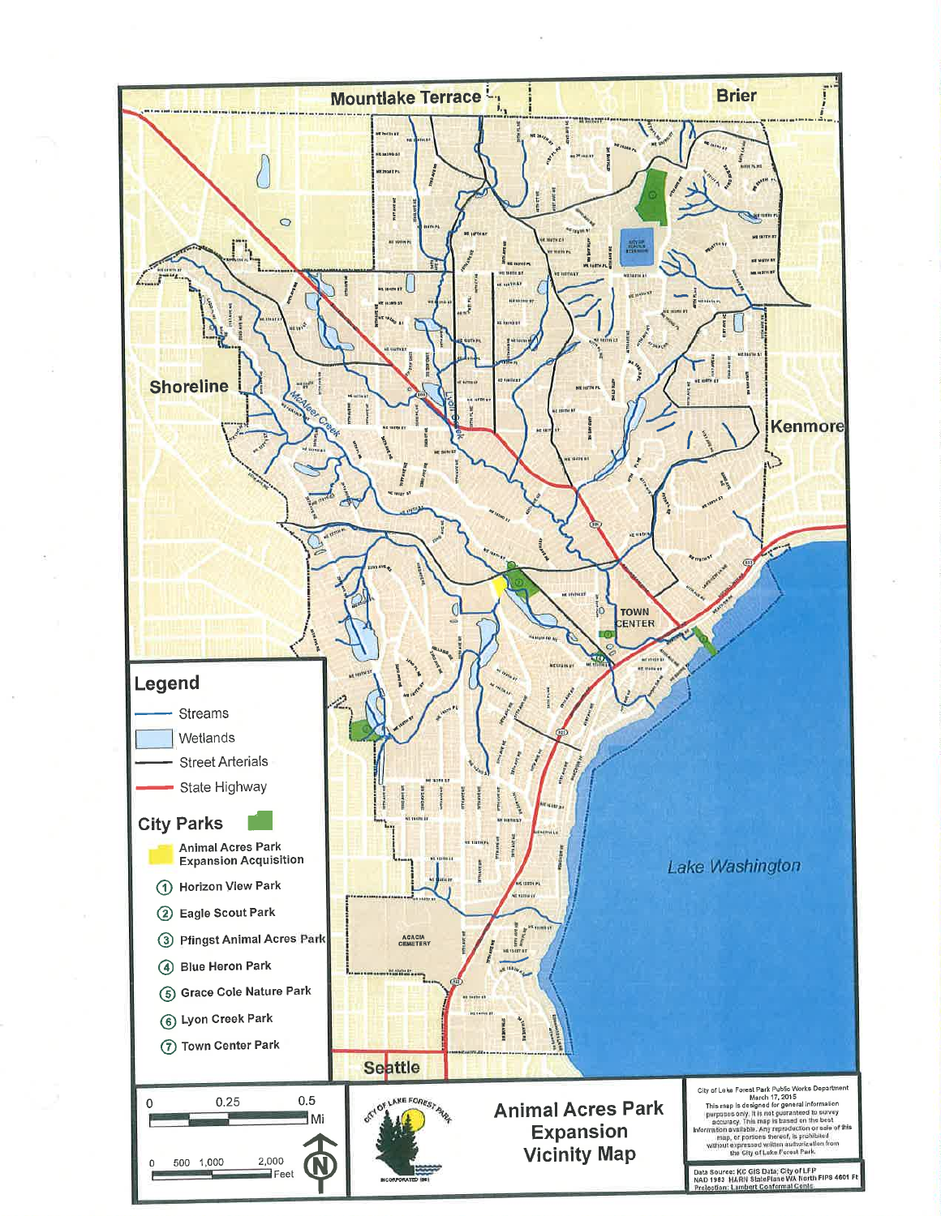# Animal Acres Park Expansion Vicinity Map

Mountlake Terrace

Brier

Shoreline

Kenmore

Lake Washington

Seattle

TOWN CENTER

ACACIA CEMETERY

McAleer Creek

Lyon Creek

## Legend

- Streams
- Wetlands
- Street Arterials
- State Highway

## City Parks

- Animal Acres Park Expansion Acquisition
1. Horizon View Park
2. Eagle Scout Park
3. Pfingst Animal Acres Park
4. Blue Heron Park
5. Grace Cole Nature Park
6. Lyon Creek Park
7. Town Center Park

0 0.25 0.5 Mi

0 500 1,000 2,000 Feet

CITY OF LAKE FOREST PARK

INCORPORATED 1961

City of Lake Forest Park Public Works Department
March 17, 2015
This map is designed for general information purposes only. It is not guaranteed to survey accuracy. This map is based on the best information available. Any reproduction or sale of this map, or portions thereof, is prohibited without expressed written authorization from the City of Lake Forest Park.

Data Source: KC GIS Data; City of LFP
NAD 1983 HARN StatePlane WA North FIPS 4601 Ft
Projection: Lambert Conformal Conic